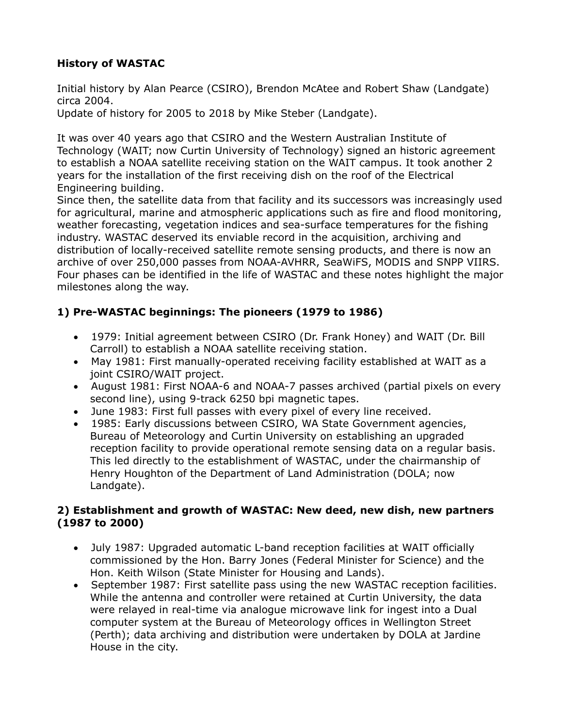# History of WASTAC

Initial history by Alan Pearce (CSIRO), Brendon McAtee and Robert Shaw (Landgate) circa 2004.
Update of history for 2005 to 2018 by Mike Steber (Landgate).

It was over 40 years ago that CSIRO and the Western Australian Institute of Technology (WAIT; now Curtin University of Technology) signed an historic agreement to establish a NOAA satellite receiving station on the WAIT campus. It took another 2 years for the installation of the first receiving dish on the roof of the Electrical Engineering building.
Since then, the satellite data from that facility and its successors was increasingly used for agricultural, marine and atmospheric applications such as fire and flood monitoring, weather forecasting, vegetation indices and sea-surface temperatures for the fishing industry. WASTAC deserved its enviable record in the acquisition, archiving and distribution of locally-received satellite remote sensing products, and there is now an archive of over 250,000 passes from NOAA-AVHRR, SeaWiFS, MODIS and SNPP VIIRS. Four phases can be identified in the life of WASTAC and these notes highlight the major milestones along the way.

## 1) Pre-WASTAC beginnings: The pioneers (1979 to 1986)

- 1979: Initial agreement between CSIRO (Dr. Frank Honey) and WAIT (Dr. Bill Carroll) to establish a NOAA satellite receiving station.
- May 1981: First manually-operated receiving facility established at WAIT as a joint CSIRO/WAIT project.
- August 1981: First NOAA-6 and NOAA-7 passes archived (partial pixels on every second line), using 9-track 6250 bpi magnetic tapes.
- June 1983: First full passes with every pixel of every line received.
- 1985: Early discussions between CSIRO, WA State Government agencies, Bureau of Meteorology and Curtin University on establishing an upgraded reception facility to provide operational remote sensing data on a regular basis. This led directly to the establishment of WASTAC, under the chairmanship of Henry Houghton of the Department of Land Administration (DOLA; now Landgate).

## 2) Establishment and growth of WASTAC: New deed, new dish, new partners (1987 to 2000)

- July 1987: Upgraded automatic L-band reception facilities at WAIT officially commissioned by the Hon. Barry Jones (Federal Minister for Science) and the Hon. Keith Wilson (State Minister for Housing and Lands).
- September 1987: First satellite pass using the new WASTAC reception facilities. While the antenna and controller were retained at Curtin University, the data were relayed in real-time via analogue microwave link for ingest into a Dual computer system at the Bureau of Meteorology offices in Wellington Street (Perth); data archiving and distribution were undertaken by DOLA at Jardine House in the city.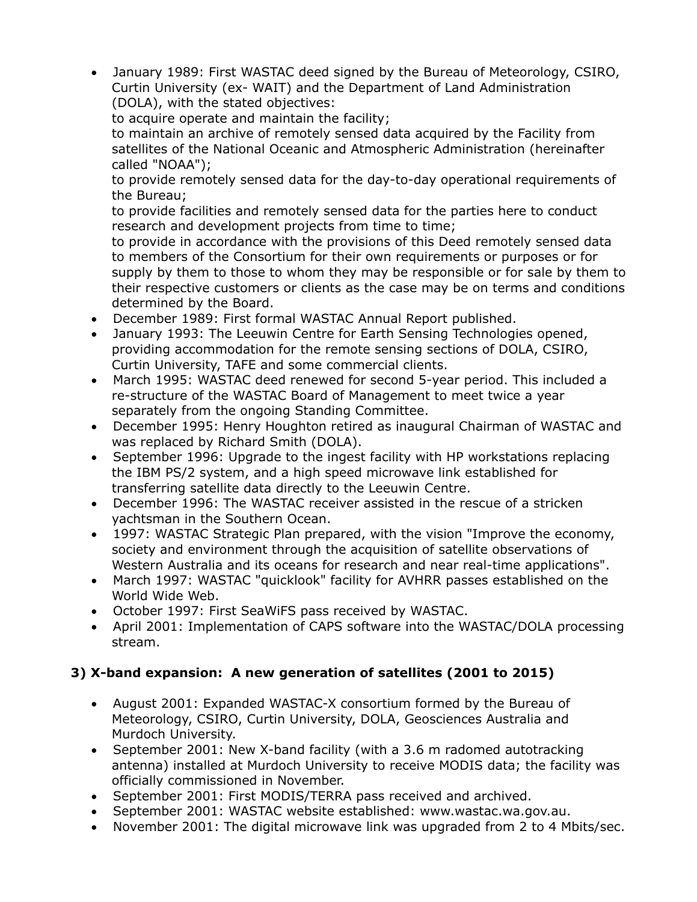- January 1989: First WASTAC deed signed by the Bureau of Meteorology, CSIRO, Curtin University (ex- WAIT) and the Department of Land Administration (DOLA), with the stated objectives:
  to acquire operate and maintain the facility;
  to maintain an archive of remotely sensed data acquired by the Facility from satellites of the National Oceanic and Atmospheric Administration (hereinafter called "NOAA");
  to provide remotely sensed data for the day-to-day operational requirements of the Bureau;
  to provide facilities and remotely sensed data for the parties here to conduct research and development projects from time to time;
  to provide in accordance with the provisions of this Deed remotely sensed data to members of the Consortium for their own requirements or purposes or for supply by them to those to whom they may be responsible or for sale by them to their respective customers or clients as the case may be on terms and conditions determined by the Board.
- December 1989: First formal WASTAC Annual Report published.
- January 1993: The Leeuwin Centre for Earth Sensing Technologies opened, providing accommodation for the remote sensing sections of DOLA, CSIRO, Curtin University, TAFE and some commercial clients.
- March 1995: WASTAC deed renewed for second 5-year period. This included a re-structure of the WASTAC Board of Management to meet twice a year separately from the ongoing Standing Committee.
- December 1995: Henry Houghton retired as inaugural Chairman of WASTAC and was replaced by Richard Smith (DOLA).
- September 1996: Upgrade to the ingest facility with HP workstations replacing the IBM PS/2 system, and a high speed microwave link established for transferring satellite data directly to the Leeuwin Centre.
- December 1996: The WASTAC receiver assisted in the rescue of a stricken yachtsman in the Southern Ocean.
- 1997: WASTAC Strategic Plan prepared, with the vision "Improve the economy, society and environment through the acquisition of satellite observations of Western Australia and its oceans for research and near real-time applications".
- March 1997: WASTAC "quicklook" facility for AVHRR passes established on the World Wide Web.
- October 1997: First SeaWiFS pass received by WASTAC.
- April 2001: Implementation of CAPS software into the WASTAC/DOLA processing stream.

### 3) X-band expansion: A new generation of satellites (2001 to 2015)

- August 2001: Expanded WASTAC-X consortium formed by the Bureau of Meteorology, CSIRO, Curtin University, DOLA, Geosciences Australia and Murdoch University.
- September 2001: New X-band facility (with a 3.6 m radomed autotracking antenna) installed at Murdoch University to receive MODIS data; the facility was officially commissioned in November.
- September 2001: First MODIS/TERRA pass received and archived.
- September 2001: WASTAC website established: www.wastac.wa.gov.au.
- November 2001: The digital microwave link was upgraded from 2 to 4 Mbits/sec.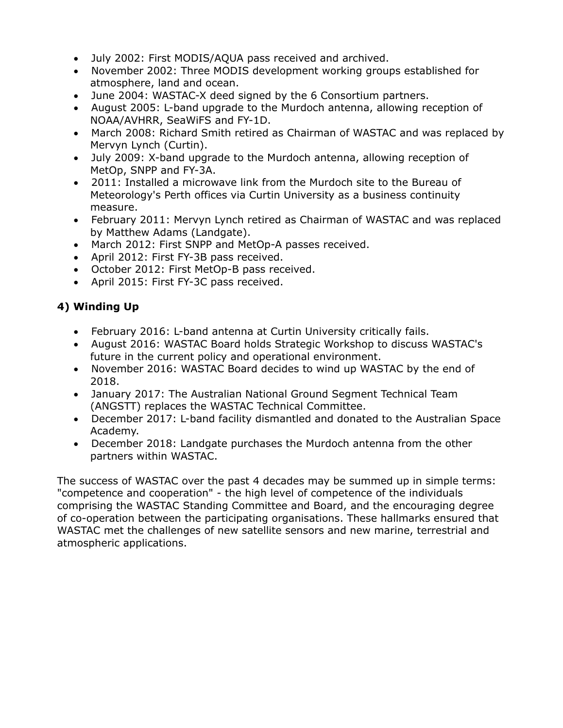- July 2002: First MODIS/AQUA pass received and archived.
- November 2002: Three MODIS development working groups established for atmosphere, land and ocean.
- June 2004: WASTAC-X deed signed by the 6 Consortium partners.
- August 2005: L-band upgrade to the Murdoch antenna, allowing reception of NOAA/AVHRR, SeaWiFS and FY-1D.
- March 2008: Richard Smith retired as Chairman of WASTAC and was replaced by Mervyn Lynch (Curtin).
- July 2009: X-band upgrade to the Murdoch antenna, allowing reception of MetOp, SNPP and FY-3A.
- 2011: Installed a microwave link from the Murdoch site to the Bureau of Meteorology's Perth offices via Curtin University as a business continuity measure.
- February 2011: Mervyn Lynch retired as Chairman of WASTAC and was replaced by Matthew Adams (Landgate).
- March 2012: First SNPP and MetOp-A passes received.
- April 2012: First FY-3B pass received.
- October 2012: First MetOp-B pass received.
- April 2015: First FY-3C pass received.

### 4) Winding Up

- February 2016: L-band antenna at Curtin University critically fails.
- August 2016: WASTAC Board holds Strategic Workshop to discuss WASTAC's future in the current policy and operational environment.
- November 2016: WASTAC Board decides to wind up WASTAC by the end of 2018.
- January 2017: The Australian National Ground Segment Technical Team (ANGSTT) replaces the WASTAC Technical Committee.
- December 2017: L-band facility dismantled and donated to the Australian Space Academy.
- December 2018: Landgate purchases the Murdoch antenna from the other partners within WASTAC.

The success of WASTAC over the past 4 decades may be summed up in simple terms: "competence and cooperation" - the high level of competence of the individuals comprising the WASTAC Standing Committee and Board, and the encouraging degree of co-operation between the participating organisations. These hallmarks ensured that WASTAC met the challenges of new satellite sensors and new marine, terrestrial and atmospheric applications.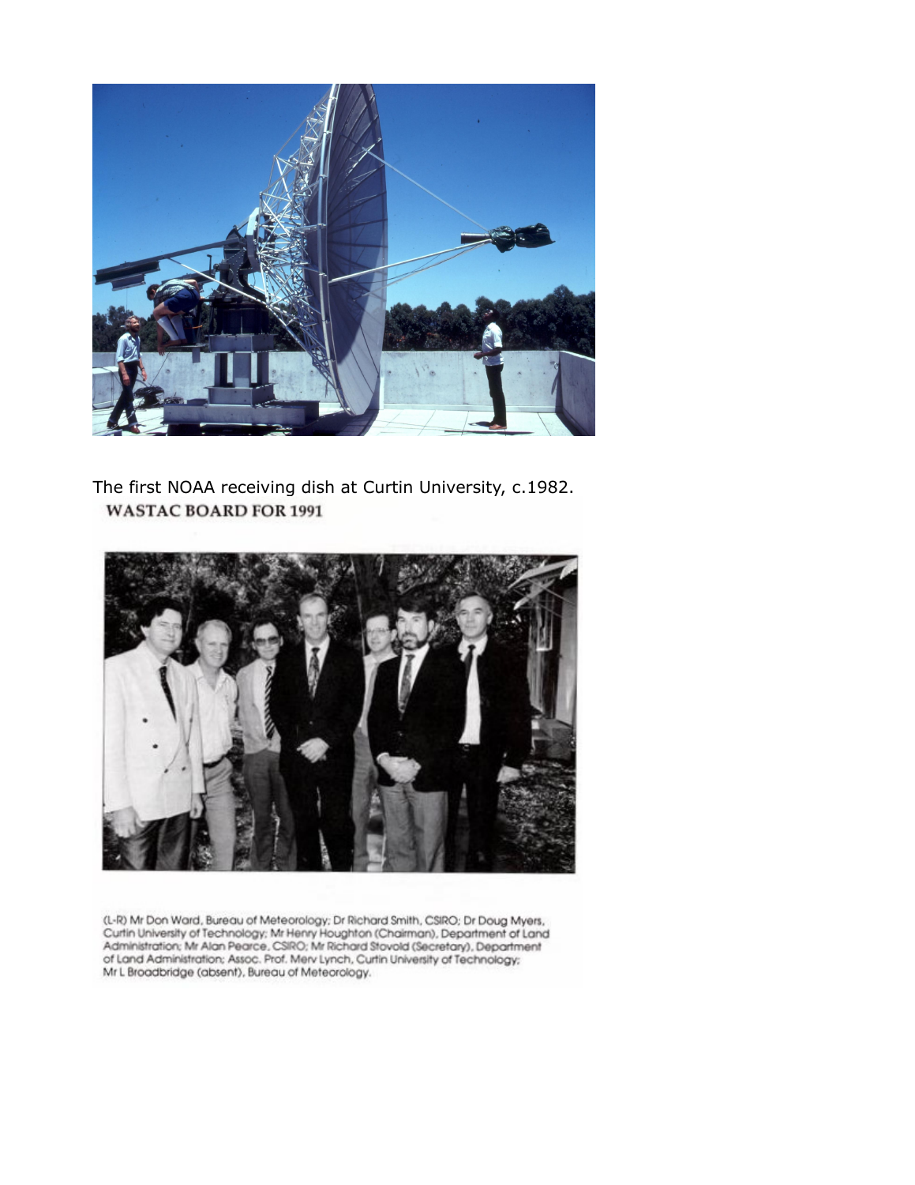The first NOAA receiving dish at Curtin University, c.1982.

**WASTAC BOARD FOR 1991**

(L-R) Mr Don Ward, Bureau of Meteorology; Dr Richard Smith, CSIRO; Dr Doug Myers, Curtin University of Technology; Mr Henry Houghton (Chairman), Department of Land Administration; Mr Alan Pearce, CSIRO; Mr Richard Stovold (Secretary), Department of Land Administration; Assoc. Prof. Merv Lynch, Curtin University of Technology; Mr L Broadbridge (absent), Bureau of Meteorology.